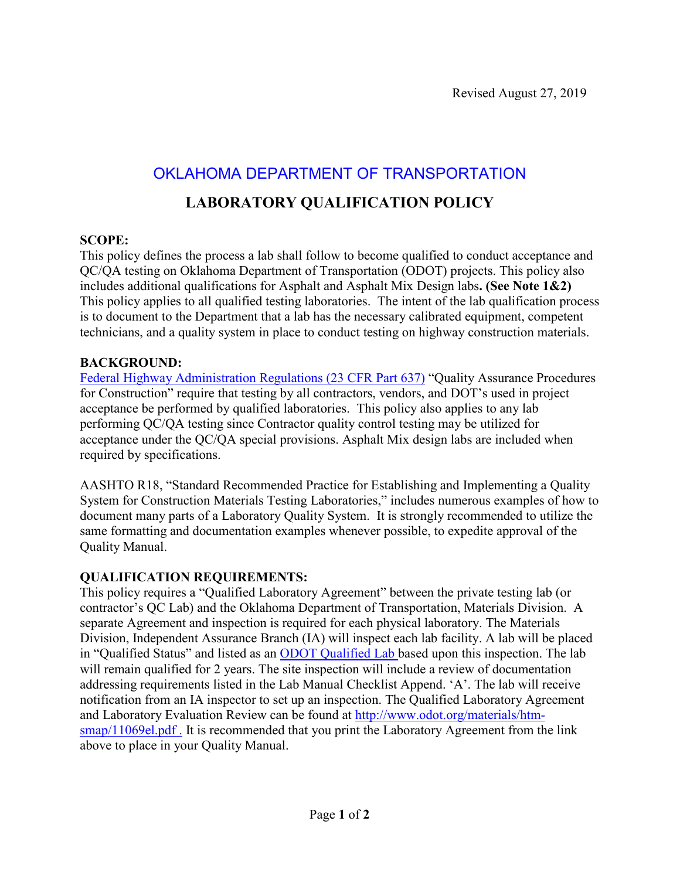Revised August 27, 2019

# OKLAHOMA DEPARTMENT OF TRANSPORTATION

## LABORATORY QUALIFICATION POLICY

**SCOPE:**
This policy defines the process a lab shall follow to become qualified to conduct acceptance and QC/QA testing on Oklahoma Department of Transportation (ODOT) projects. This policy also includes additional qualifications for Asphalt and Asphalt Mix Design labs**. (See Note 1&2)** This policy applies to all qualified testing laboratories. The intent of the lab qualification process is to document to the Department that a lab has the necessary calibrated equipment, competent technicians, and a quality system in place to conduct testing on highway construction materials.

**BACKGROUND:**
Federal Highway Administration Regulations (23 CFR Part 637) "Quality Assurance Procedures for Construction" require that testing by all contractors, vendors, and DOT's used in project acceptance be performed by qualified laboratories. This policy also applies to any lab performing QC/QA testing since Contractor quality control testing may be utilized for acceptance under the QC/QA special provisions. Asphalt Mix design labs are included when required by specifications.

AASHTO R18, "Standard Recommended Practice for Establishing and Implementing a Quality System for Construction Materials Testing Laboratories," includes numerous examples of how to document many parts of a Laboratory Quality System. It is strongly recommended to utilize the same formatting and documentation examples whenever possible, to expedite approval of the Quality Manual.

**QUALIFICATION REQUIREMENTS:**
This policy requires a "Qualified Laboratory Agreement" between the private testing lab (or contractor's QC Lab) and the Oklahoma Department of Transportation, Materials Division. A separate Agreement and inspection is required for each physical laboratory. The Materials Division, Independent Assurance Branch (IA) will inspect each lab facility. A lab will be placed in "Qualified Status" and listed as an ODOT Qualified Lab based upon this inspection. The lab will remain qualified for 2 years. The site inspection will include a review of documentation addressing requirements listed in the Lab Manual Checklist Append. 'A'. The lab will receive notification from an IA inspector to set up an inspection. The Qualified Laboratory Agreement and Laboratory Evaluation Review can be found at http://www.odot.org/materials/htm-smap/11069el.pdf . It is recommended that you print the Laboratory Agreement from the link above to place in your Quality Manual.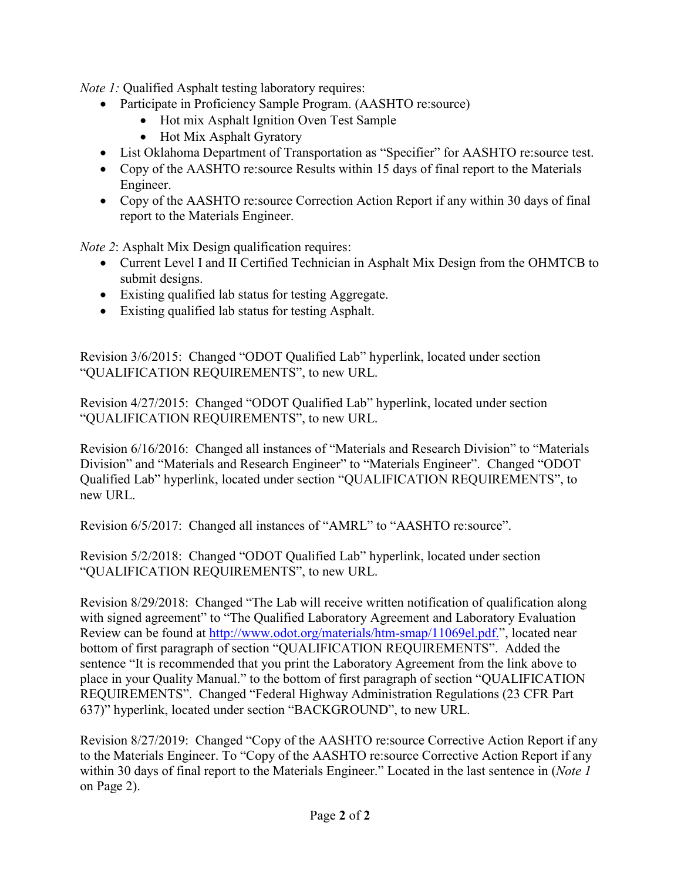*Note 1:* Qualified Asphalt testing laboratory requires:

- Participate in Proficiency Sample Program. (AASHTO re:source)
    - Hot mix Asphalt Ignition Oven Test Sample
    - Hot Mix Asphalt Gyratory
- List Oklahoma Department of Transportation as "Specifier" for AASHTO re:source test.
- Copy of the AASHTO re:source Results within 15 days of final report to the Materials Engineer.
- Copy of the AASHTO re:source Correction Action Report if any within 30 days of final report to the Materials Engineer.

*Note 2*: Asphalt Mix Design qualification requires:

- Current Level I and II Certified Technician in Asphalt Mix Design from the OHMTCB to submit designs.
- Existing qualified lab status for testing Aggregate.
- Existing qualified lab status for testing Asphalt.

Revision 3/6/2015: Changed "ODOT Qualified Lab" hyperlink, located under section "QUALIFICATION REQUIREMENTS", to new URL.

Revision 4/27/2015: Changed "ODOT Qualified Lab" hyperlink, located under section "QUALIFICATION REQUIREMENTS", to new URL.

Revision 6/16/2016: Changed all instances of "Materials and Research Division" to "Materials Division" and "Materials and Research Engineer" to "Materials Engineer". Changed "ODOT Qualified Lab" hyperlink, located under section "QUALIFICATION REQUIREMENTS", to new URL.

Revision 6/5/2017: Changed all instances of "AMRL" to "AASHTO re:source".

Revision 5/2/2018: Changed "ODOT Qualified Lab" hyperlink, located under section "QUALIFICATION REQUIREMENTS", to new URL.

Revision 8/29/2018: Changed "The Lab will receive written notification of qualification along with signed agreement" to "The Qualified Laboratory Agreement and Laboratory Evaluation Review can be found at [http://www.odot.org/materials/htm-smap/11069el.pdf.](http://www.odot.org/materials/htm-smap/11069el.pdf)", located near bottom of first paragraph of section "QUALIFICATION REQUIREMENTS". Added the sentence "It is recommended that you print the Laboratory Agreement from the link above to place in your Quality Manual." to the bottom of first paragraph of section "QUALIFICATION REQUIREMENTS". Changed "Federal Highway Administration Regulations (23 CFR Part 637)" hyperlink, located under section "BACKGROUND", to new URL.

Revision 8/27/2019: Changed "Copy of the AASHTO re:source Corrective Action Report if any to the Materials Engineer. To "Copy of the AASHTO re:source Corrective Action Report if any within 30 days of final report to the Materials Engineer." Located in the last sentence in (*Note 1* on Page 2).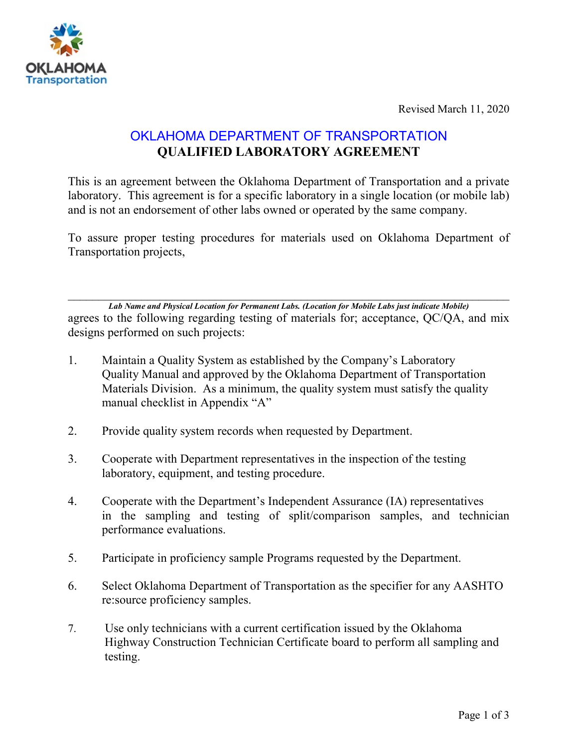Revised March 11, 2020

# OKLAHOMA DEPARTMENT OF TRANSPORTATION
## QUALIFIED LABORATORY AGREEMENT

This is an agreement between the Oklahoma Department of Transportation and a private laboratory. This agreement is for a specific laboratory in a single location (or mobile lab) and is not an endorsement of other labs owned or operated by the same company.

To assure proper testing procedures for materials used on Oklahoma Department of Transportation projects,

\_\_\_\_\_\_\_\_\_\_\_\_\_\_\_\_\_\_\_\_\_\_\_\_\_\_\_\_\_\_\_\_\_\_\_\_\_\_\_\_\_\_\_\_\_\_\_\_\_\_\_\_\_\_\_\_\_\_\_\_\_\_\_\_\_\_\_\_\_\_\_\_\_\_

***Lab Name and Physical Location for Permanent Labs. (Location for Mobile Labs just indicate Mobile)***

agrees to the following regarding testing of materials for; acceptance, QC/QA, and mix designs performed on such projects:

1. Maintain a Quality System as established by the Company's Laboratory Quality Manual and approved by the Oklahoma Department of Transportation Materials Division. As a minimum, the quality system must satisfy the quality manual checklist in Appendix "A"

2. Provide quality system records when requested by Department.

3. Cooperate with Department representatives in the inspection of the testing laboratory, equipment, and testing procedure.

4. Cooperate with the Department's Independent Assurance (IA) representatives in the sampling and testing of split/comparison samples, and technician performance evaluations.

5. Participate in proficiency sample Programs requested by the Department.

6. Select Oklahoma Department of Transportation as the specifier for any AASHTO re:source proficiency samples.

7. Use only technicians with a current certification issued by the Oklahoma Highway Construction Technician Certificate board to perform all sampling and testing.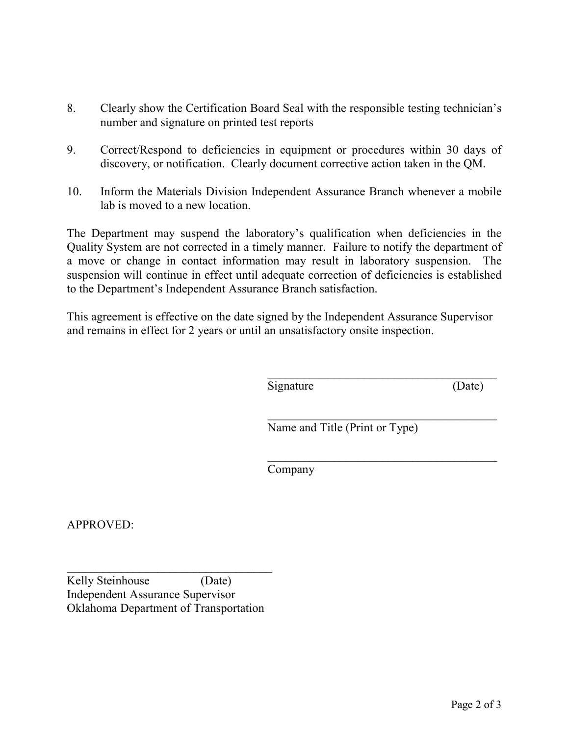8. Clearly show the Certification Board Seal with the responsible testing technician's number and signature on printed test reports

9. Correct/Respond to deficiencies in equipment or procedures within 30 days of discovery, or notification. Clearly document corrective action taken in the QM.

10. Inform the Materials Division Independent Assurance Branch whenever a mobile lab is moved to a new location.

The Department may suspend the laboratory's qualification when deficiencies in the Quality System are not corrected in a timely manner. Failure to notify the department of a move or change in contact information may result in laboratory suspension. The suspension will continue in effect until adequate correction of deficiencies is established to the Department's Independent Assurance Branch satisfaction.

This agreement is effective on the date signed by the Independent Assurance Supervisor and remains in effect for 2 years or until an unsatisfactory onsite inspection.

\_\_\_\_\_\_\_\_\_\_\_\_\_\_\_\_\_\_\_\_\_\_\_\_\_\_\_\_\_\_\_\_\_\_\_\_\_\_
Signature (Date)

\_\_\_\_\_\_\_\_\_\_\_\_\_\_\_\_\_\_\_\_\_\_\_\_\_\_\_\_\_\_\_\_\_\_\_\_\_\_
Name and Title (Print or Type)

\_\_\_\_\_\_\_\_\_\_\_\_\_\_\_\_\_\_\_\_\_\_\_\_\_\_\_\_\_\_\_\_\_\_\_\_\_\_
Company

APPROVED:

\_\_\_\_\_\_\_\_\_\_\_\_\_\_\_\_\_\_\_\_\_\_\_\_\_\_\_\_\_\_\_\_\_\_\_\_
Kelly Steinhouse (Date)
Independent Assurance Supervisor
Oklahoma Department of Transportation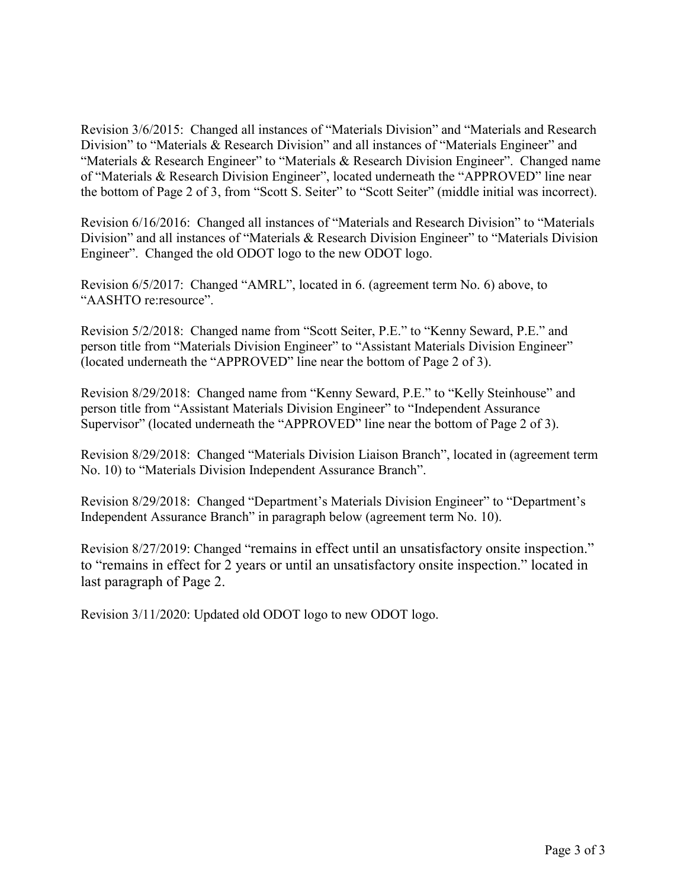Revision 3/6/2015: Changed all instances of "Materials Division" and "Materials and Research Division" to "Materials & Research Division" and all instances of "Materials Engineer" and "Materials & Research Engineer" to "Materials & Research Division Engineer". Changed name of "Materials & Research Division Engineer", located underneath the "APPROVED" line near the bottom of Page 2 of 3, from "Scott S. Seiter" to "Scott Seiter" (middle initial was incorrect).

Revision 6/16/2016: Changed all instances of "Materials and Research Division" to "Materials Division" and all instances of "Materials & Research Division Engineer" to "Materials Division Engineer". Changed the old ODOT logo to the new ODOT logo.

Revision 6/5/2017: Changed "AMRL", located in 6. (agreement term No. 6) above, to "AASHTO re:resource".

Revision 5/2/2018: Changed name from "Scott Seiter, P.E." to "Kenny Seward, P.E." and person title from "Materials Division Engineer" to "Assistant Materials Division Engineer" (located underneath the "APPROVED" line near the bottom of Page 2 of 3).

Revision 8/29/2018: Changed name from "Kenny Seward, P.E." to "Kelly Steinhouse" and person title from "Assistant Materials Division Engineer" to "Independent Assurance Supervisor" (located underneath the "APPROVED" line near the bottom of Page 2 of 3).

Revision 8/29/2018: Changed "Materials Division Liaison Branch", located in (agreement term No. 10) to "Materials Division Independent Assurance Branch".

Revision 8/29/2018: Changed "Department's Materials Division Engineer" to "Department's Independent Assurance Branch" in paragraph below (agreement term No. 10).

Revision 8/27/2019: Changed "remains in effect until an unsatisfactory onsite inspection." to "remains in effect for 2 years or until an unsatisfactory onsite inspection." located in last paragraph of Page 2.

Revision 3/11/2020: Updated old ODOT logo to new ODOT logo.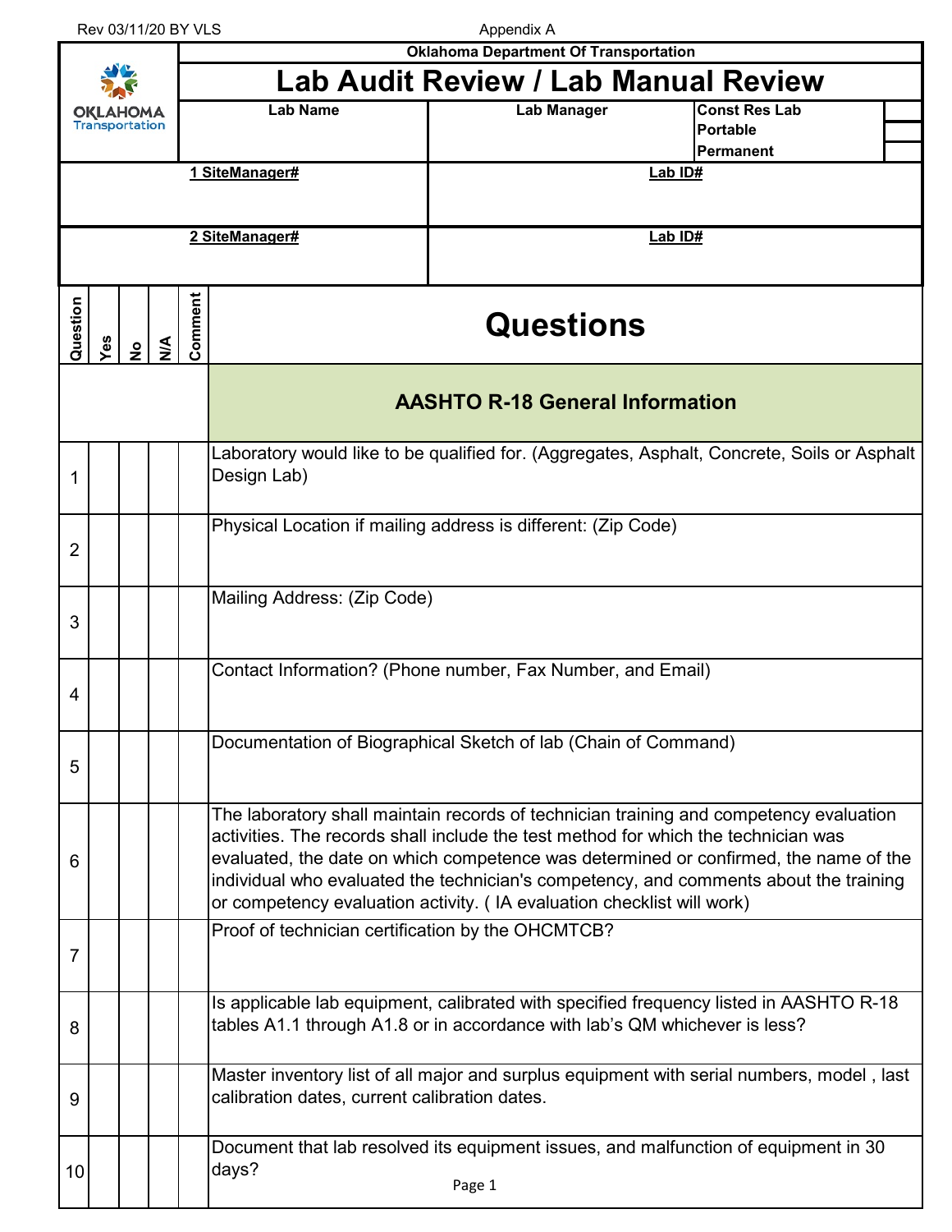Rev 03/11/20 BY VLS

Appendix A

**Oklahoma Department Of Transportation**

# Lab Audit Review / Lab Manual Review

| Lab Name | Lab Manager | Const Res Lab | |
|---|---|---|---|
| | | Portable | |
| | | Permanent | |

| 1 SiteManager# | Lab ID# |
|---|---|
| | |

| 2 SiteManager# | Lab ID# |
|---|---|
| | |

| Question | Yes | No | N/A | Comment | Questions |
|---|---|---|---|---|---|
| | | | | | **AASHTO R-18 General Information** |
| 1 | | | | | Laboratory would like to be qualified for. (Aggregates, Asphalt, Concrete, Soils or Asphalt Design Lab) |
| 2 | | | | | Physical Location if mailing address is different: (Zip Code) |
| 3 | | | | | Mailing Address: (Zip Code) |
| 4 | | | | | Contact Information? (Phone number, Fax Number, and Email) |
| 5 | | | | | Documentation of Biographical Sketch of lab (Chain of Command) |
| 6 | | | | | The laboratory shall maintain records of technician training and competency evaluation activities. The records shall include the test method for which the technician was evaluated, the date on which competence was determined or confirmed, the name of the individual who evaluated the technician's competency, and comments about the training or competency evaluation activity. ( IA evaluation checklist will work) |
| 7 | | | | | Proof of technician certification by the OHCMTCB? |
| 8 | | | | | Is applicable lab equipment, calibrated with specified frequency listed in AASHTO R-18 tables A1.1 through A1.8 or in accordance with lab's QM whichever is less? |
| 9 | | | | | Master inventory list of all major and surplus equipment with serial numbers, model , last calibration dates, current calibration dates. |
| 10 | | | | | Document that lab resolved its equipment issues, and malfunction of equipment in 30 days? |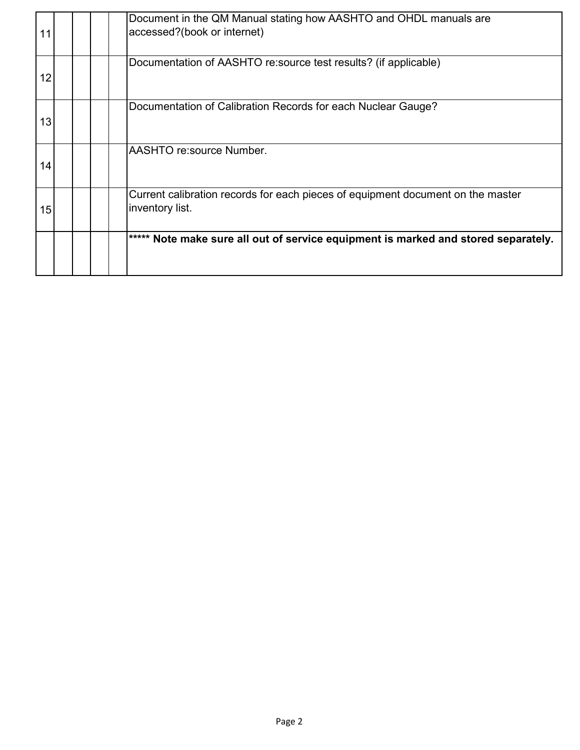| | | | | | |
|---|---|---|---|---|---|
| 11 | | | | | Document in the QM Manual stating how AASHTO and OHDL manuals are accessed?(book or internet) |
| 12 | | | | | Documentation of AASHTO re:source test results? (if applicable) |
| 13 | | | | | Documentation of Calibration Records for each Nuclear Gauge? |
| 14 | | | | | AASHTO re:source Number. |
| 15 | | | | | Current calibration records for each pieces of equipment document on the master inventory list. |
| | | | | | ***** **Note make sure all out of service equipment is marked and stored separately.** |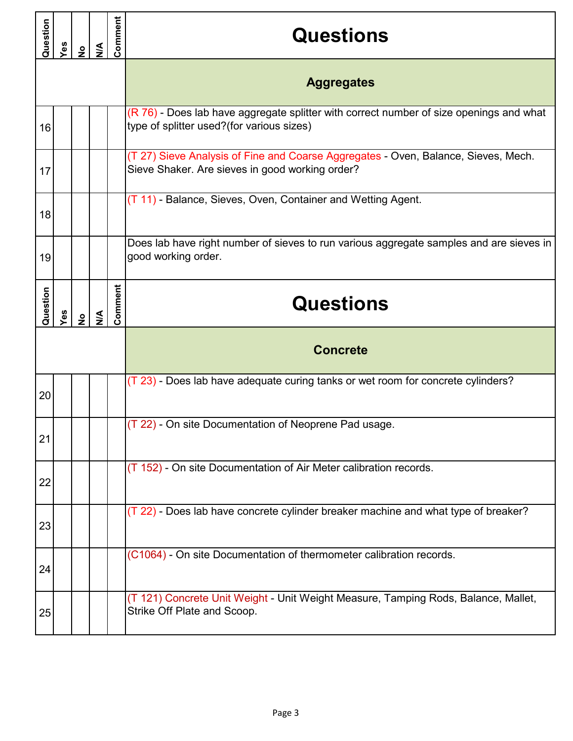| Question | Yes | No | N/A | Comment | Questions |
|---|---|---|---|---|---|
| | | | | | **Aggregates** |
| 16 | | | | | (R 76) - Does lab have aggregate splitter with correct number of size openings and what type of splitter used?(for various sizes) |
| 17 | | | | | (T 27) Sieve Analysis of Fine and Coarse Aggregates - Oven, Balance, Sieves, Mech. Sieve Shaker. Are sieves in good working order? |
| 18 | | | | | (T 11) - Balance, Sieves, Oven, Container and Wetting Agent. |
| 19 | | | | | Does lab have right number of sieves to run various aggregate samples and are sieves in good working order. |

| Question | Yes | No | N/A | Comment | Questions |
|---|---|---|---|---|---|
| | | | | | **Concrete** |
| 20 | | | | | (T 23) - Does lab have adequate curing tanks or wet room for concrete cylinders? |
| 21 | | | | | (T 22) - On site Documentation of Neoprene Pad usage. |
| 22 | | | | | (T 152) - On site Documentation of Air Meter calibration records. |
| 23 | | | | | (T 22) - Does lab have concrete cylinder breaker machine and what type of breaker? |
| 24 | | | | | (C1064) - On site Documentation of thermometer calibration records. |
| 25 | | | | | (T 121) Concrete Unit Weight - Unit Weight Measure, Tamping Rods, Balance, Mallet, Strike Off Plate and Scoop. |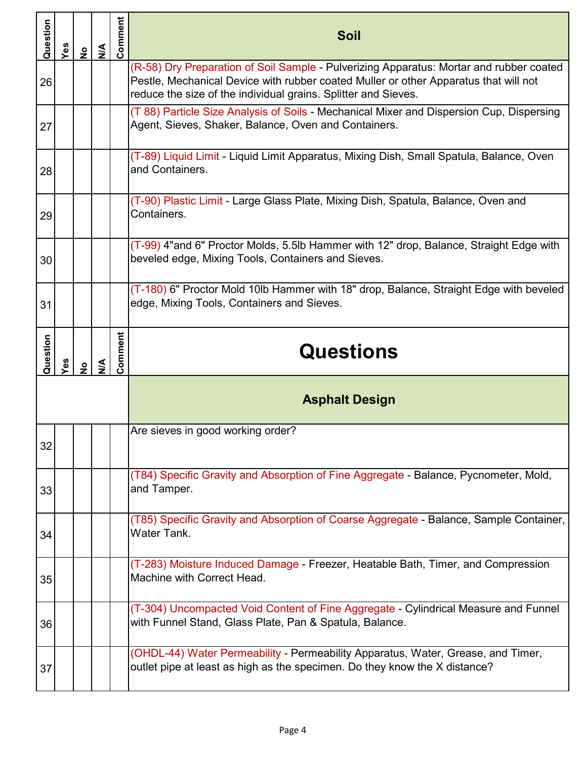| Question | Yes | No | N/A | Comment | Soil |
|---|---|---|---|---|---|
| 26 | | | | | (R-58) Dry Preparation of Soil Sample - Pulverizing Apparatus: Mortar and rubber coated Pestle, Mechanical Device with rubber coated Muller or other Apparatus that will not reduce the size of the individual grains. Splitter and Sieves. |
| 27 | | | | | (T 88) Particle Size Analysis of Soils - Mechanical Mixer and Dispersion Cup, Dispersing Agent, Sieves, Shaker, Balance, Oven and Containers. |
| 28 | | | | | (T-89) Liquid Limit - Liquid Limit Apparatus, Mixing Dish, Small Spatula, Balance, Oven and Containers. |
| 29 | | | | | (T-90) Plastic Limit - Large Glass Plate, Mixing Dish, Spatula, Balance, Oven and Containers. |
| 30 | | | | | (T-99) 4"and 6" Proctor Molds, 5.5lb Hammer with 12" drop, Balance, Straight Edge with beveled edge, Mixing Tools, Containers and Sieves. |
| 31 | | | | | (T-180) 6" Proctor Mold 10lb Hammer with 18" drop, Balance, Straight Edge with beveled edge, Mixing Tools, Containers and Sieves. |

# Questions

| Question | Yes | No | N/A | Comment | Asphalt Design |
|---|---|---|---|---|---|
| 32 | | | | | Are sieves in good working order? |
| 33 | | | | | (T84) Specific Gravity and Absorption of Fine Aggregate - Balance, Pycnometer, Mold, and Tamper. |
| 34 | | | | | (T85) Specific Gravity and Absorption of Coarse Aggregate - Balance, Sample Container, Water Tank. |
| 35 | | | | | (T-283) Moisture Induced Damage - Freezer, Heatable Bath, Timer, and Compression Machine with Correct Head. |
| 36 | | | | | (T-304) Uncompacted Void Content of Fine Aggregate - Cylindrical Measure and Funnel with Funnel Stand, Glass Plate, Pan & Spatula, Balance. |
| 37 | | | | | (OHDL-44) Water Permeability - Permeability Apparatus, Water, Grease, and Timer, outlet pipe at least as high as the specimen. Do they know the X distance? |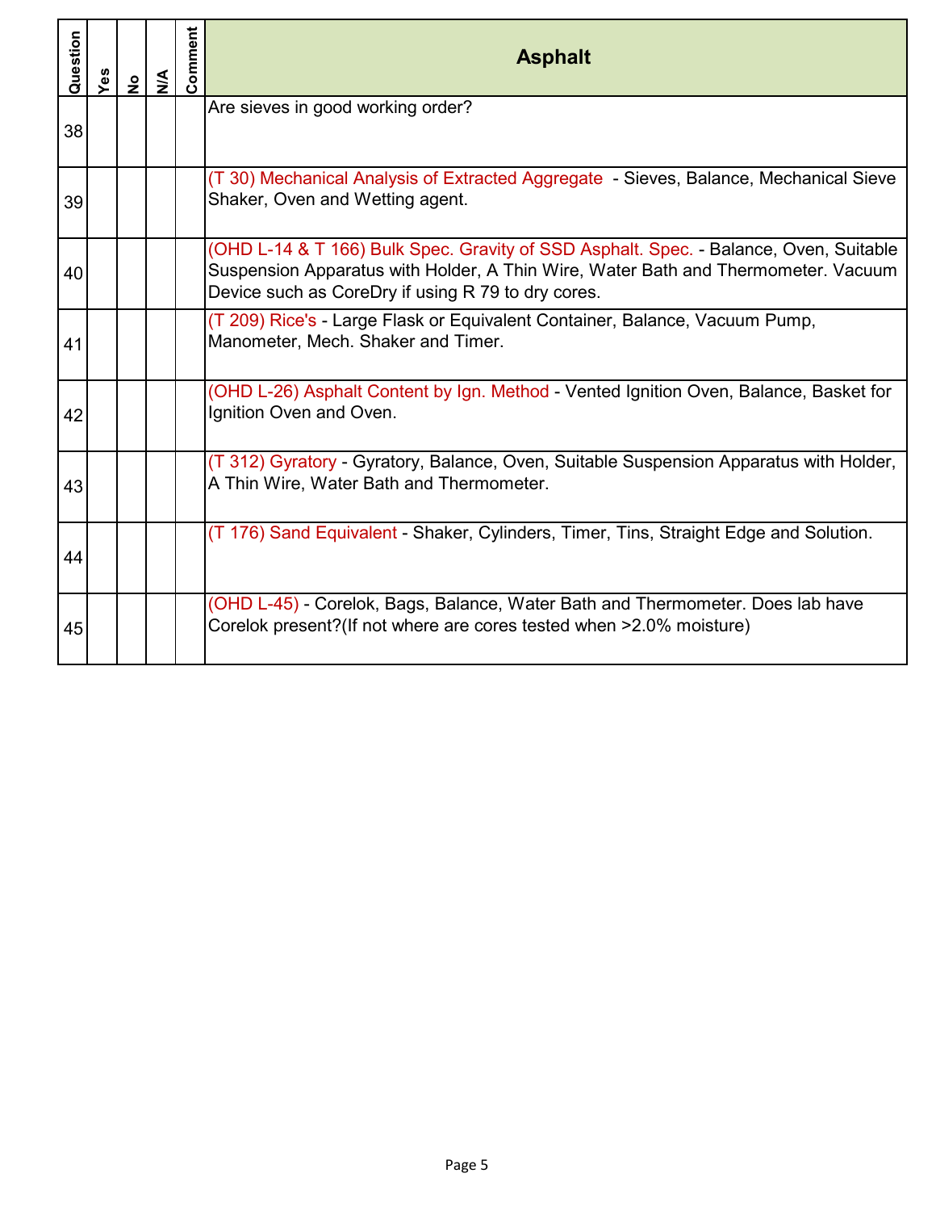| Question | Yes | No | N/A | Comment | Asphalt |
|---|---|---|---|---|---|
| 38 | | | | | Are sieves in good working order? |
| 39 | | | | | (T 30) Mechanical Analysis of Extracted Aggregate - Sieves, Balance, Mechanical Sieve Shaker, Oven and Wetting agent. |
| 40 | | | | | (OHD L-14 & T 166) Bulk Spec. Gravity of SSD Asphalt. Spec. - Balance, Oven, Suitable Suspension Apparatus with Holder, A Thin Wire, Water Bath and Thermometer. Vacuum Device such as CoreDry if using R 79 to dry cores. |
| 41 | | | | | (T 209) Rice's - Large Flask or Equivalent Container, Balance, Vacuum Pump, Manometer, Mech. Shaker and Timer. |
| 42 | | | | | (OHD L-26) Asphalt Content by Ign. Method - Vented Ignition Oven, Balance, Basket for Ignition Oven and Oven. |
| 43 | | | | | (T 312) Gyratory - Gyratory, Balance, Oven, Suitable Suspension Apparatus with Holder, A Thin Wire, Water Bath and Thermometer. |
| 44 | | | | | (T 176) Sand Equivalent - Shaker, Cylinders, Timer, Tins, Straight Edge and Solution. |
| 45 | | | | | (OHD L-45) - Corelok, Bags, Balance, Water Bath and Thermometer. Does lab have Corelok present?(If not where are cores tested when >2.0% moisture) |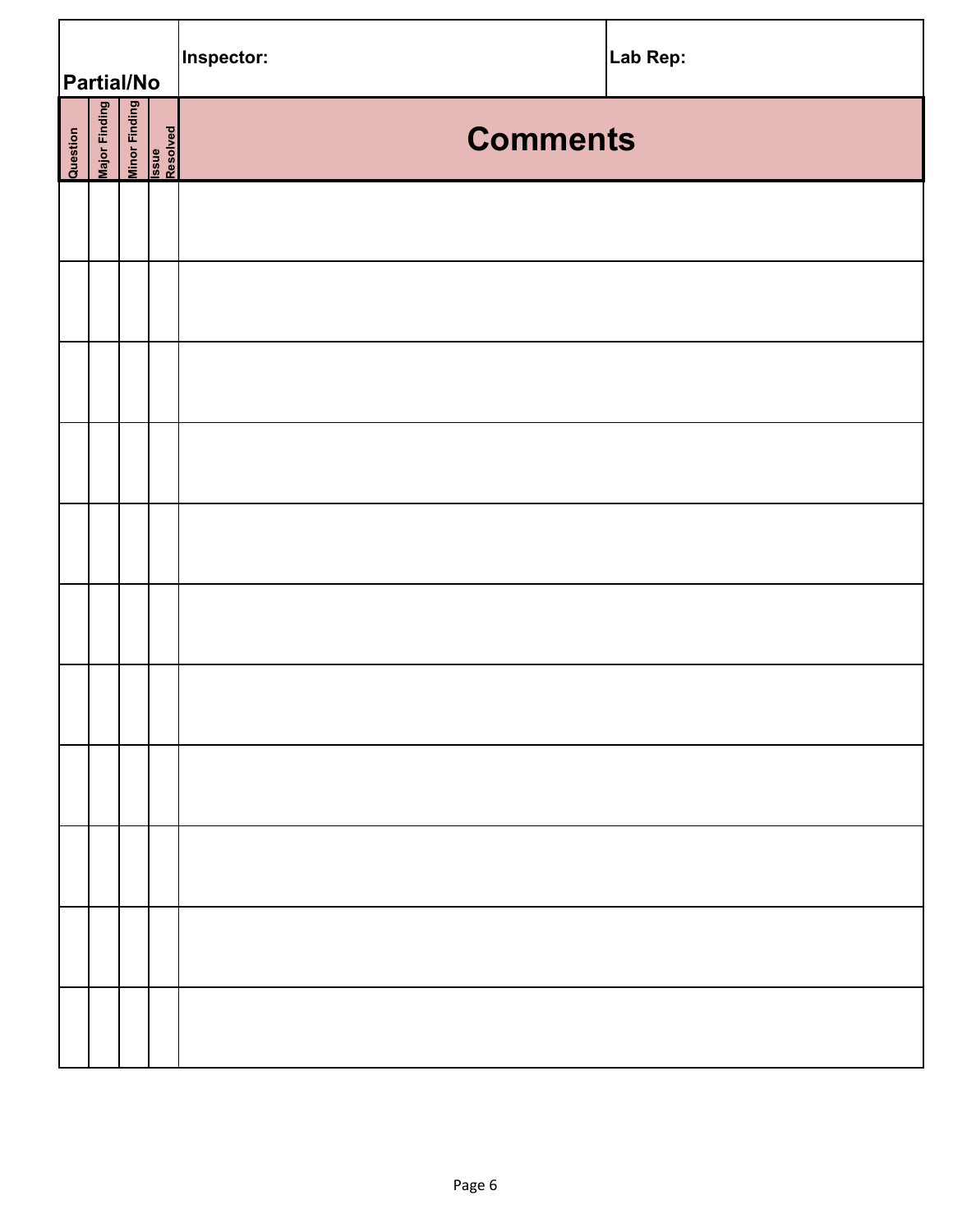| Partial/No | | | | Inspector: | Lab Rep: |
|---|---|---|---|---|---|
| Question | Major Finding | Minor Finding | Issue Resolved | Comments | |
| | | | | | |
| | | | | | |
| | | | | | |
| | | | | | |
| | | | | | |
| | | | | | |
| | | | | | |
| | | | | | |
| | | | | | |
| | | | | | |
| | | | | | |